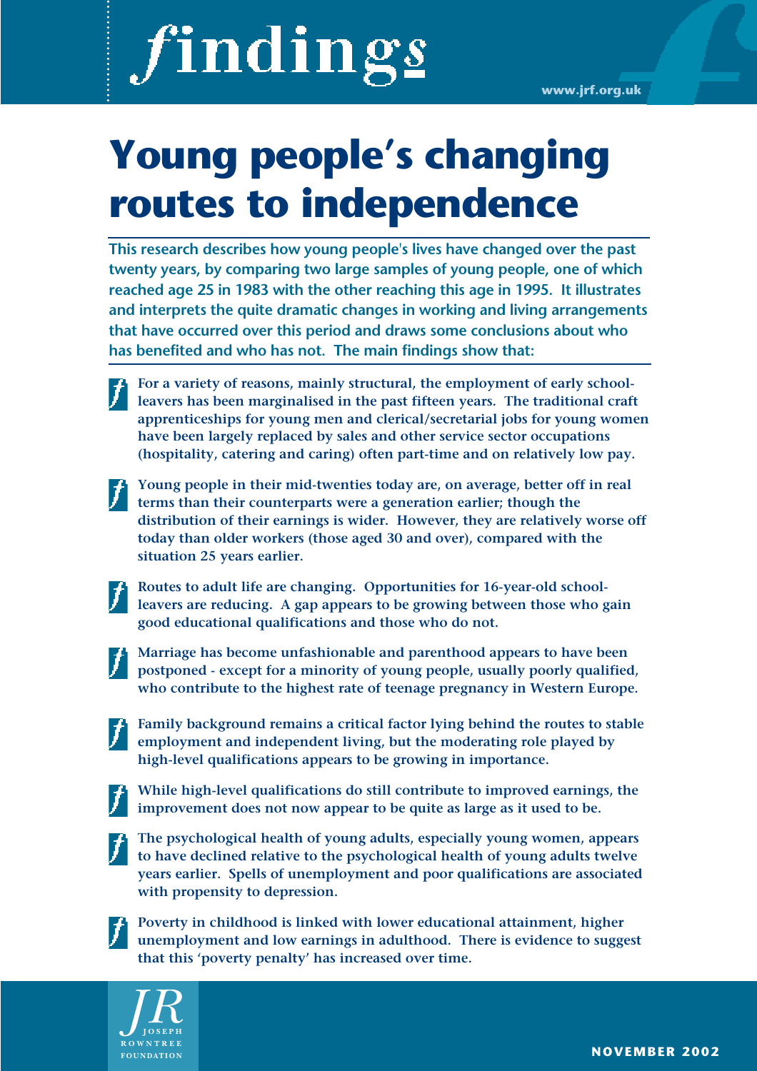# findings

www.jrf.org.uk

# Young people's changing routes to independence

**This research describes how young people's lives have changed over the past twenty years, by comparing two large samples of young people, one of which reached age 25 in 1983 with the other reaching this age in 1995. It illustrates and interprets the quite dramatic changes in working and living arrangements that have occurred over this period and draws some conclusions about who has benefited and who has not. The main findings show that:**

- **For a variety of reasons, mainly structural, the employment of early school-leavers has been marginalised in the past fifteen years. The traditional craft apprenticeships for young men and clerical/secretarial jobs for young women have been largely replaced by sales and other service sector occupations (hospitality, catering and caring) often part-time and on relatively low pay.**

- **Young people in their mid-twenties today are, on average, better off in real terms than their counterparts were a generation earlier; though the distribution of their earnings is wider. However, they are relatively worse off today than older workers (those aged 30 and over), compared with the situation 25 years earlier.**

- **Routes to adult life are changing. Opportunities for 16-year-old school-leavers are reducing. A gap appears to be growing between those who gain good educational qualifications and those who do not.**

- **Marriage has become unfashionable and parenthood appears to have been postponed - except for a minority of young people, usually poorly qualified, who contribute to the highest rate of teenage pregnancy in Western Europe.**

- **Family background remains a critical factor lying behind the routes to stable employment and independent living, but the moderating role played by high-level qualifications appears to be growing in importance.**

- **While high-level qualifications do still contribute to improved earnings, the improvement does not now appear to be quite as large as it used to be.**

- **The psychological health of young adults, especially young women, appears to have declined relative to the psychological health of young adults twelve years earlier. Spells of unemployment and poor qualifications are associated with propensity to depression.**

- **Poverty in childhood is linked with lower educational attainment, higher unemployment and low earnings in adulthood. There is evidence to suggest that this 'poverty penalty' has increased over time.**

JR JOSEPH ROWNTREE FOUNDATION

NOVEMBER 2002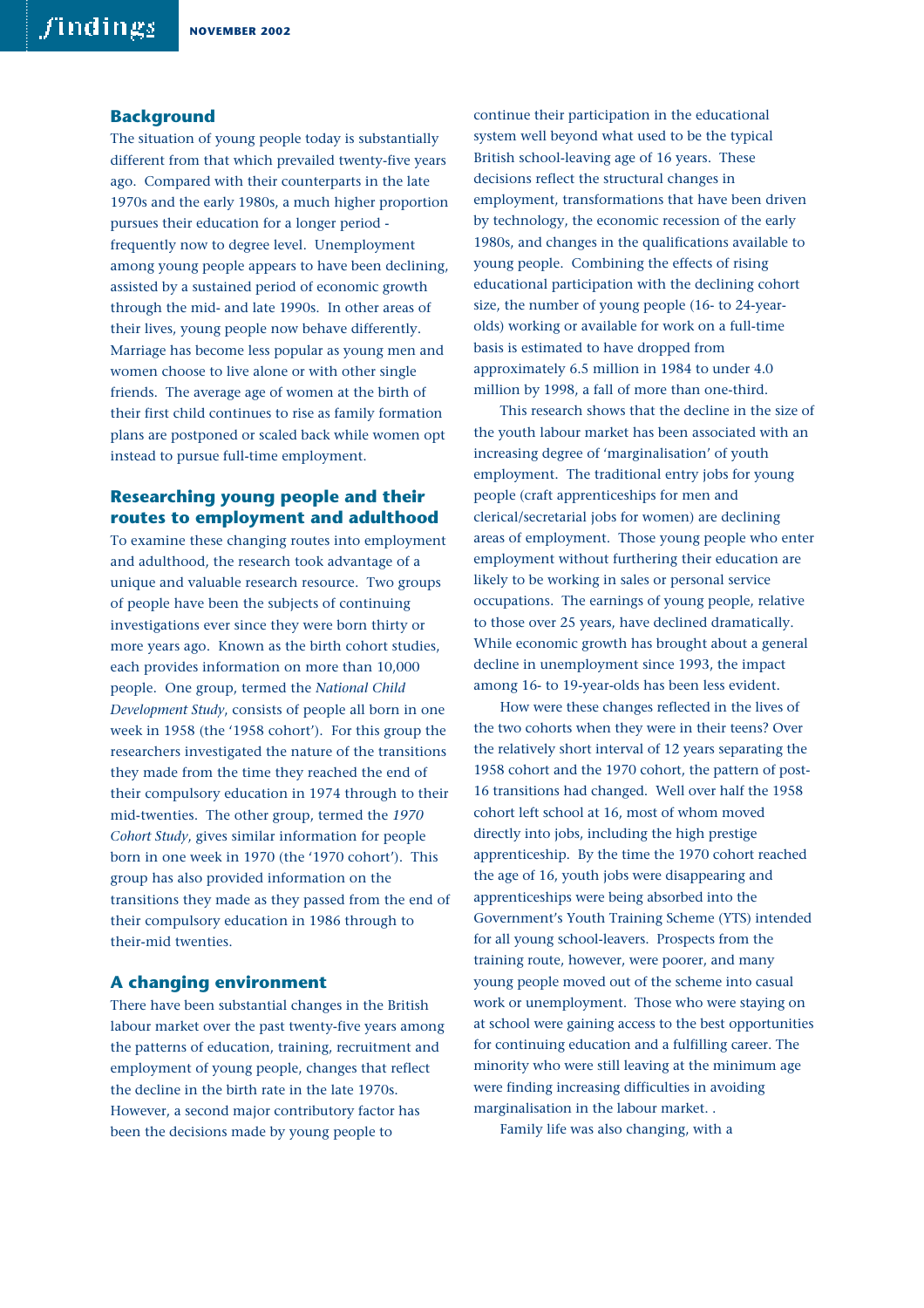## Background

The situation of young people today is substantially different from that which prevailed twenty-five years ago. Compared with their counterparts in the late 1970s and the early 1980s, a much higher proportion pursues their education for a longer period - frequently now to degree level. Unemployment among young people appears to have been declining, assisted by a sustained period of economic growth through the mid- and late 1990s. In other areas of their lives, young people now behave differently. Marriage has become less popular as young men and women choose to live alone or with other single friends. The average age of women at the birth of their first child continues to rise as family formation plans are postponed or scaled back while women opt instead to pursue full-time employment.

## Researching young people and their routes to employment and adulthood

To examine these changing routes into employment and adulthood, the research took advantage of a unique and valuable research resource. Two groups of people have been the subjects of continuing investigations ever since they were born thirty or more years ago. Known as the birth cohort studies, each provides information on more than 10,000 people. One group, termed the *National Child Development Study*, consists of people all born in one week in 1958 (the '1958 cohort'). For this group the researchers investigated the nature of the transitions they made from the time they reached the end of their compulsory education in 1974 through to their mid-twenties. The other group, termed the *1970 Cohort Study*, gives similar information for people born in one week in 1970 (the '1970 cohort'). This group has also provided information on the transitions they made as they passed from the end of their compulsory education in 1986 through to their-mid twenties.

## A changing environment

There have been substantial changes in the British labour market over the past twenty-five years among the patterns of education, training, recruitment and employment of young people, changes that reflect the decline in the birth rate in the late 1970s. However, a second major contributory factor has been the decisions made by young people to continue their participation in the educational system well beyond what used to be the typical British school-leaving age of 16 years. These decisions reflect the structural changes in employment, transformations that have been driven by technology, the economic recession of the early 1980s, and changes in the qualifications available to young people. Combining the effects of rising educational participation with the declining cohort size, the number of young people (16- to 24-year-olds) working or available for work on a full-time basis is estimated to have dropped from approximately 6.5 million in 1984 to under 4.0 million by 1998, a fall of more than one-third.

This research shows that the decline in the size of the youth labour market has been associated with an increasing degree of 'marginalisation' of youth employment. The traditional entry jobs for young people (craft apprenticeships for men and clerical/secretarial jobs for women) are declining areas of employment. Those young people who enter employment without furthering their education are likely to be working in sales or personal service occupations. The earnings of young people, relative to those over 25 years, have declined dramatically. While economic growth has brought about a general decline in unemployment since 1993, the impact among 16- to 19-year-olds has been less evident.

How were these changes reflected in the lives of the two cohorts when they were in their teens? Over the relatively short interval of 12 years separating the 1958 cohort and the 1970 cohort, the pattern of post-16 transitions had changed. Well over half the 1958 cohort left school at 16, most of whom moved directly into jobs, including the high prestige apprenticeship. By the time the 1970 cohort reached the age of 16, youth jobs were disappearing and apprenticeships were being absorbed into the Government's Youth Training Scheme (YTS) intended for all young school-leavers. Prospects from the training route, however, were poorer, and many young people moved out of the scheme into casual work or unemployment. Those who were staying on at school were gaining access to the best opportunities for continuing education and a fulfilling career. The minority who were still leaving at the minimum age were finding increasing difficulties in avoiding marginalisation in the labour market. .

Family life was also changing, with a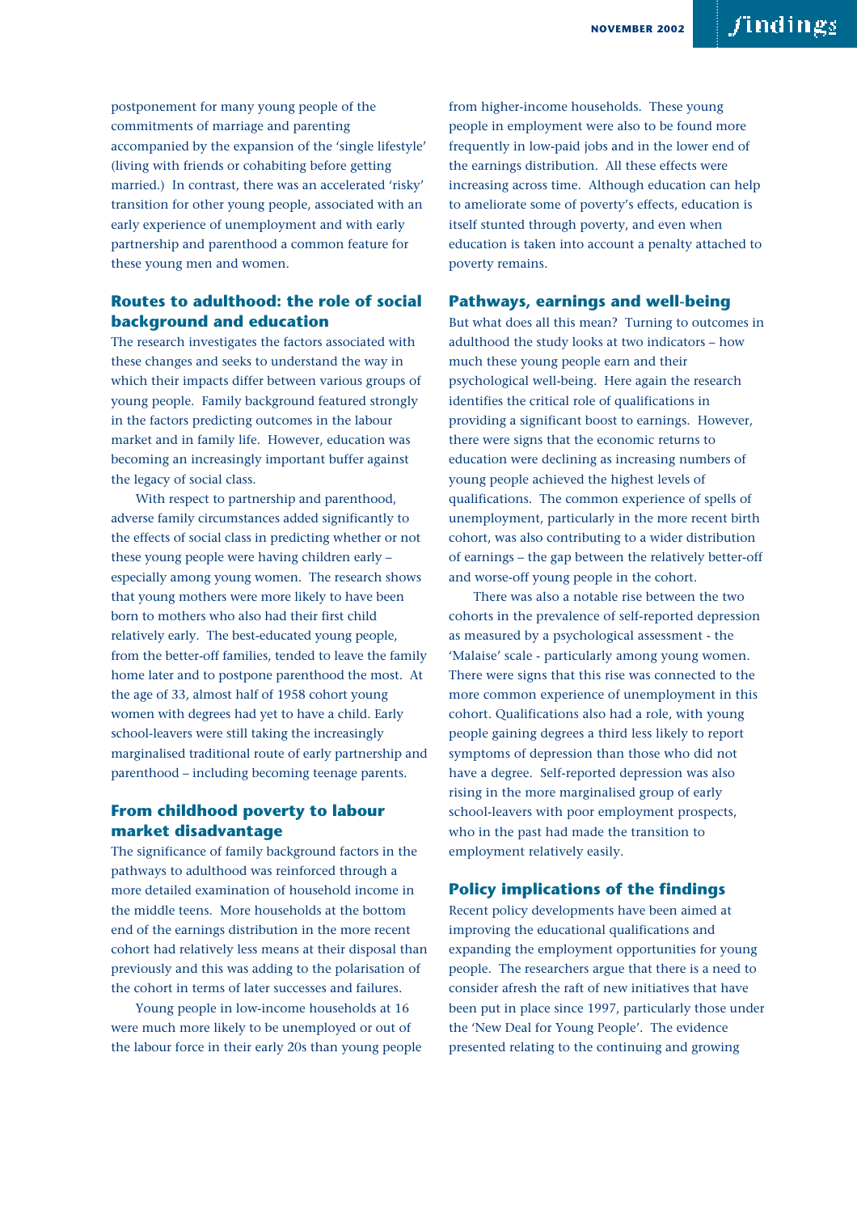postponement for many young people of the commitments of marriage and parenting accompanied by the expansion of the 'single lifestyle' (living with friends or cohabiting before getting married.) In contrast, there was an accelerated 'risky' transition for other young people, associated with an early experience of unemployment and with early partnership and parenthood a common feature for these young men and women.

## Routes to adulthood: the role of social background and education

The research investigates the factors associated with these changes and seeks to understand the way in which their impacts differ between various groups of young people. Family background featured strongly in the factors predicting outcomes in the labour market and in family life. However, education was becoming an increasingly important buffer against the legacy of social class.

With respect to partnership and parenthood, adverse family circumstances added significantly to the effects of social class in predicting whether or not these young people were having children early – especially among young women. The research shows that young mothers were more likely to have been born to mothers who also had their first child relatively early. The best-educated young people, from the better-off families, tended to leave the family home later and to postpone parenthood the most. At the age of 33, almost half of 1958 cohort young women with degrees had yet to have a child. Early school-leavers were still taking the increasingly marginalised traditional route of early partnership and parenthood – including becoming teenage parents.

## From childhood poverty to labour market disadvantage

The significance of family background factors in the pathways to adulthood was reinforced through a more detailed examination of household income in the middle teens. More households at the bottom end of the earnings distribution in the more recent cohort had relatively less means at their disposal than previously and this was adding to the polarisation of the cohort in terms of later successes and failures.

Young people in low-income households at 16 were much more likely to be unemployed or out of the labour force in their early 20s than young people from higher-income households. These young people in employment were also to be found more frequently in low-paid jobs and in the lower end of the earnings distribution. All these effects were increasing across time. Although education can help to ameliorate some of poverty's effects, education is itself stunted through poverty, and even when education is taken into account a penalty attached to poverty remains.

## Pathways, earnings and well-being

But what does all this mean? Turning to outcomes in adulthood the study looks at two indicators – how much these young people earn and their psychological well-being. Here again the research identifies the critical role of qualifications in providing a significant boost to earnings. However, there were signs that the economic returns to education were declining as increasing numbers of young people achieved the highest levels of qualifications. The common experience of spells of unemployment, particularly in the more recent birth cohort, was also contributing to a wider distribution of earnings – the gap between the relatively better-off and worse-off young people in the cohort.

There was also a notable rise between the two cohorts in the prevalence of self-reported depression as measured by a psychological assessment - the 'Malaise' scale - particularly among young women. There were signs that this rise was connected to the more common experience of unemployment in this cohort. Qualifications also had a role, with young people gaining degrees a third less likely to report symptoms of depression than those who did not have a degree. Self-reported depression was also rising in the more marginalised group of early school-leavers with poor employment prospects, who in the past had made the transition to employment relatively easily.

## Policy implications of the findings

Recent policy developments have been aimed at improving the educational qualifications and expanding the employment opportunities for young people. The researchers argue that there is a need to consider afresh the raft of new initiatives that have been put in place since 1997, particularly those under the 'New Deal for Young People'. The evidence presented relating to the continuing and growing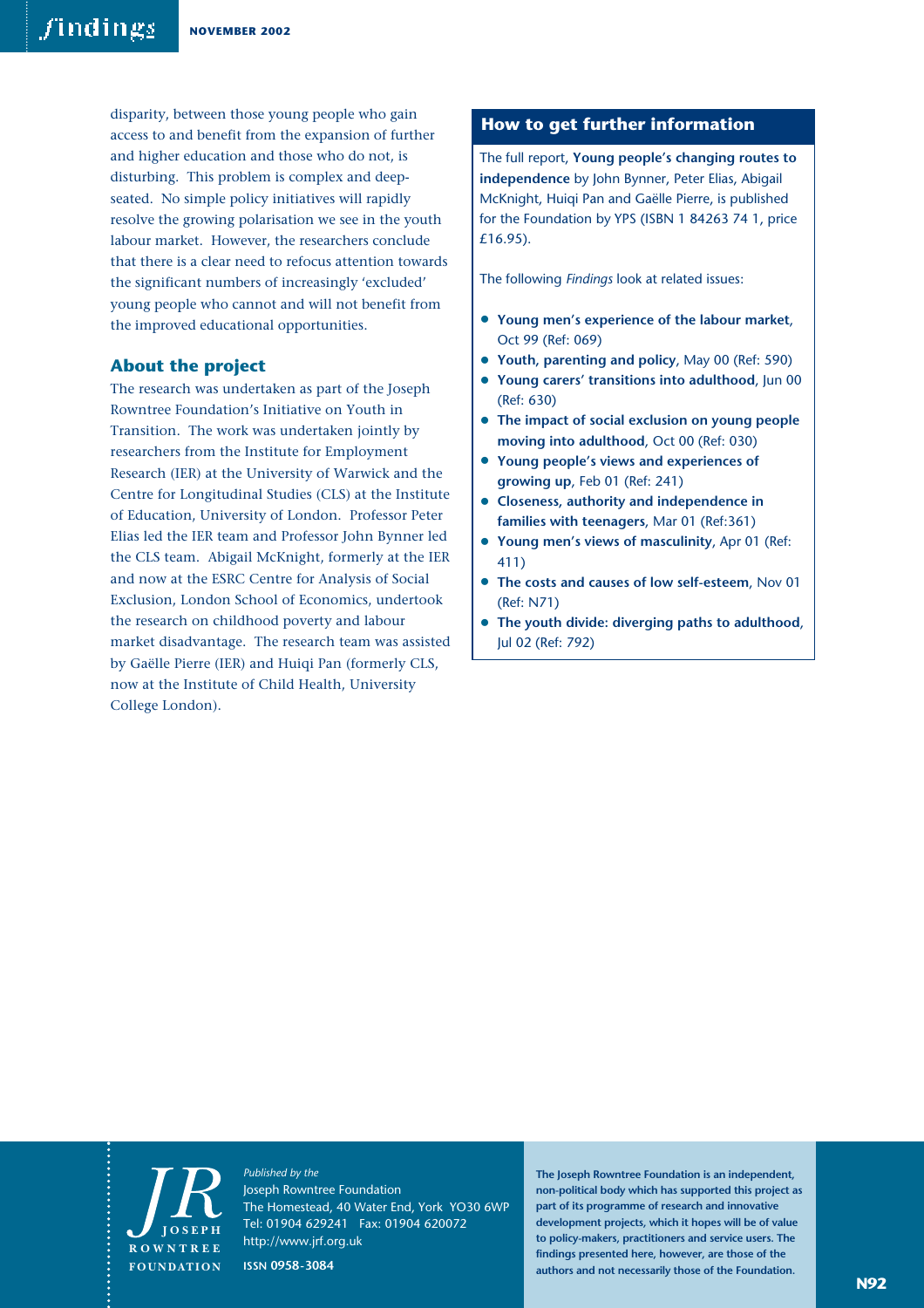disparity, between those young people who gain access to and benefit from the expansion of further and higher education and those who do not, is disturbing. This problem is complex and deep-seated. No simple policy initiatives will rapidly resolve the growing polarisation we see in the youth labour market. However, the researchers conclude that there is a clear need to refocus attention towards the significant numbers of increasingly 'excluded' young people who cannot and will not benefit from the improved educational opportunities.

## About the project

The research was undertaken as part of the Joseph Rowntree Foundation's Initiative on Youth in Transition. The work was undertaken jointly by researchers from the Institute for Employment Research (IER) at the University of Warwick and the Centre for Longitudinal Studies (CLS) at the Institute of Education, University of London. Professor Peter Elias led the IER team and Professor John Bynner led the CLS team. Abigail McKnight, formerly at the IER and now at the ESRC Centre for Analysis of Social Exclusion, London School of Economics, undertook the research on childhood poverty and labour market disadvantage. The research team was assisted by Gaëlle Pierre (IER) and Huiqi Pan (formerly CLS, now at the Institute of Child Health, University College London).

## How to get further information

The full report, **Young people's changing routes to independence** by John Bynner, Peter Elias, Abigail McKnight, Huiqi Pan and Gaëlle Pierre, is published for the Foundation by YPS (ISBN 1 84263 74 1, price £16.95).

The following *Findings* look at related issues:

- **Young men's experience of the labour market**, Oct 99 (Ref: 069)
- **Youth, parenting and policy**, May 00 (Ref: 590)
- **Young carers' transitions into adulthood**, Jun 00 (Ref: 630)
- **The impact of social exclusion on young people moving into adulthood**, Oct 00 (Ref: 030)
- **Young people's views and experiences of growing up**, Feb 01 (Ref: 241)
- **Closeness, authority and independence in families with teenagers**, Mar 01 (Ref:361)
- **Young men's views of masculinity**, Apr 01 (Ref: 411)
- **The costs and causes of low self-esteem**, Nov 01 (Ref: N71)
- **The youth divide: diverging paths to adulthood**, Jul 02 (Ref: 792)

*Published by the*
Joseph Rowntree Foundation
The Homestead, 40 Water End, York YO30 6WP
Tel: 01904 629241 Fax: 01904 620072
http://www.jrf.org.uk

ISSN 0958-3084

**The Joseph Rowntree Foundation is an independent, non-political body which has supported this project as part of its programme of research and innovative development projects, which it hopes will be of value to policy-makers, practitioners and service users. The findings presented here, however, are those of the authors and not necessarily those of the Foundation.**

N92